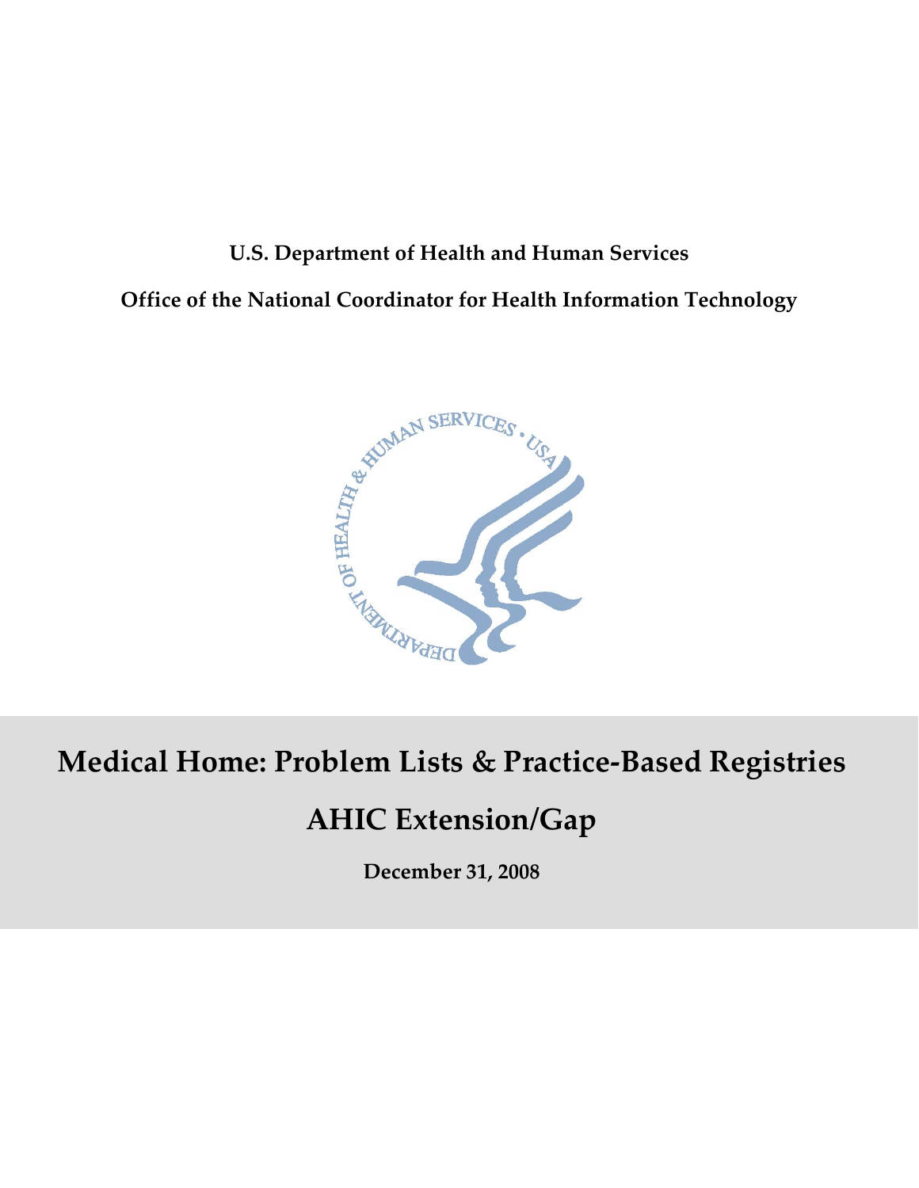**U.S. Department of Health and Human Services**

**Office of the National Coordinator for Health Information Technology**

# Medical Home: Problem Lists & Practice-Based Registries

## AHIC Extension/Gap

**December 31, 2008**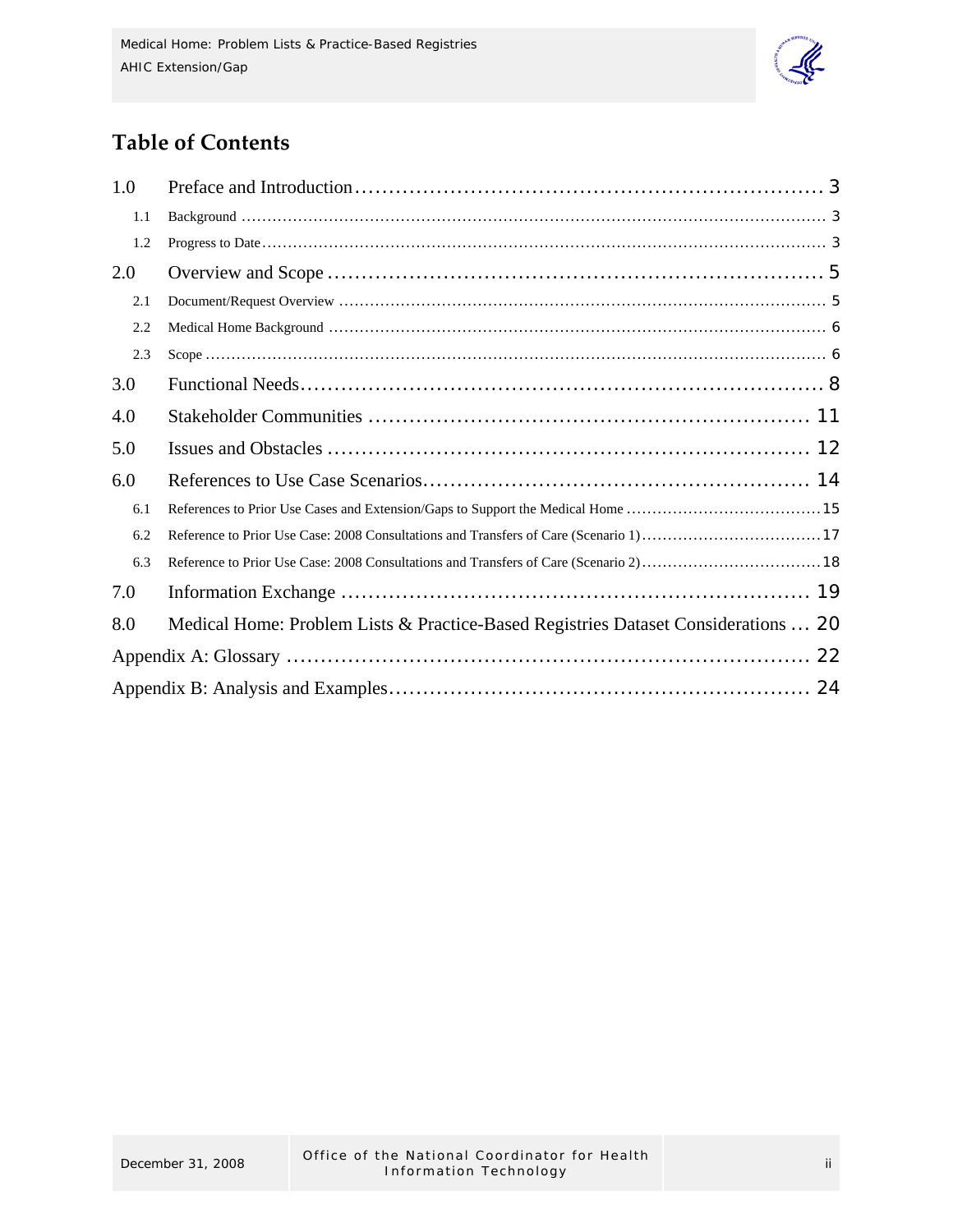## Table of Contents

| | | |
|---|---|---|
| 1.0 | Preface and Introduction | 3 |
| 1.1 | Background | 3 |
| 1.2 | Progress to Date | 3 |
| 2.0 | Overview and Scope | 5 |
| 2.1 | Document/Request Overview | 5 |
| 2.2 | Medical Home Background | 6 |
| 2.3 | Scope | 6 |
| 3.0 | Functional Needs | 8 |
| 4.0 | Stakeholder Communities | 11 |
| 5.0 | Issues and Obstacles | 12 |
| 6.0 | References to Use Case Scenarios | 14 |
| 6.1 | References to Prior Use Cases and Extension/Gaps to Support the Medical Home | 15 |
| 6.2 | Reference to Prior Use Case: 2008 Consultations and Transfers of Care (Scenario 1) | 17 |
| 6.3 | Reference to Prior Use Case: 2008 Consultations and Transfers of Care (Scenario 2) | 18 |
| 7.0 | Information Exchange | 19 |
| 8.0 | Medical Home: Problem Lists & Practice-Based Registries Dataset Considerations | 20 |
| | Appendix A: Glossary | 22 |
| | Appendix B: Analysis and Examples | 24 |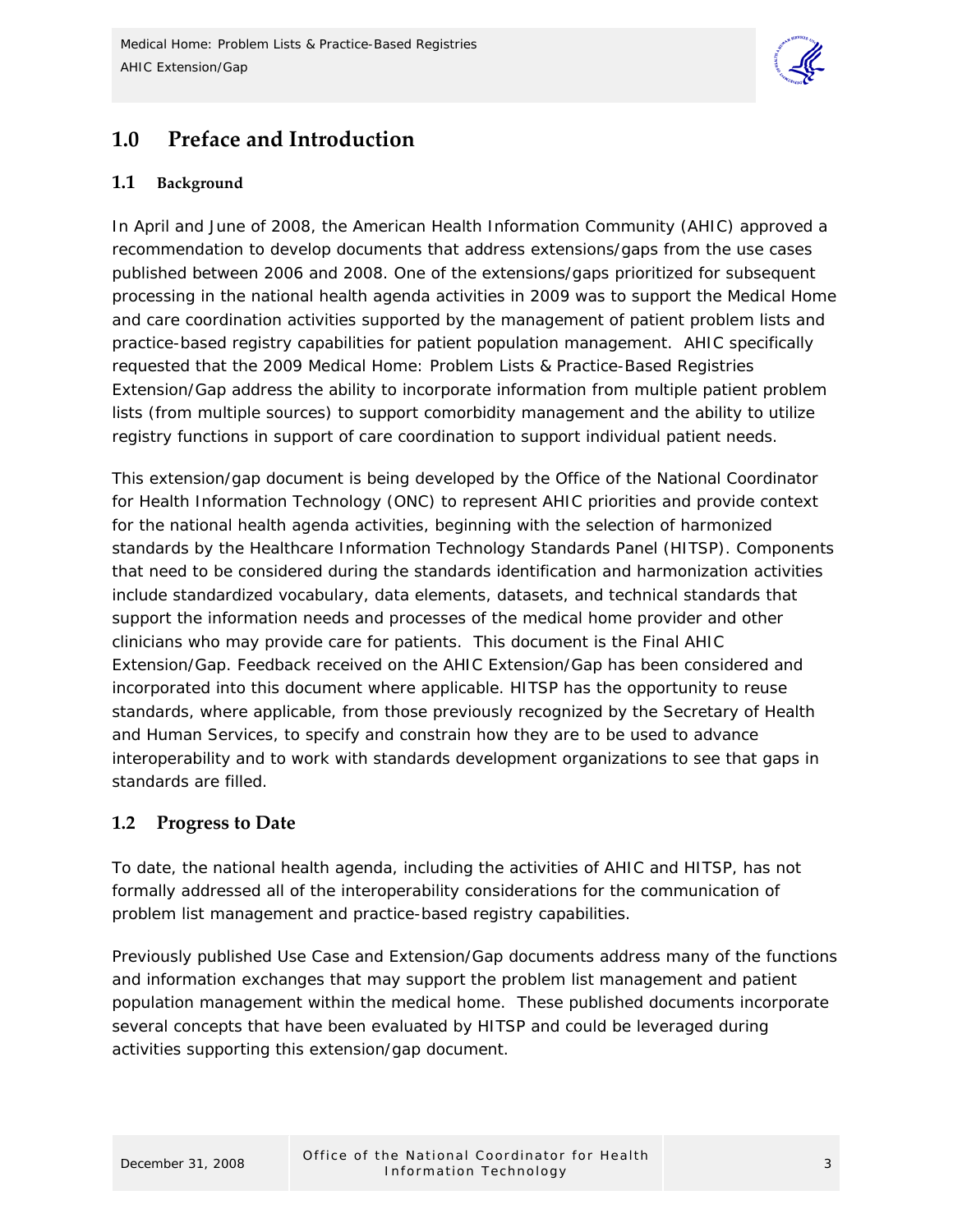# 1.0 Preface and Introduction

## 1.1 Background

In April and June of 2008, the American Health Information Community (AHIC) approved a recommendation to develop documents that address extensions/gaps from the use cases published between 2006 and 2008. One of the extensions/gaps prioritized for subsequent processing in the national health agenda activities in 2009 was to support the Medical Home and care coordination activities supported by the management of patient problem lists and practice-based registry capabilities for patient population management. AHIC specifically requested that the 2009 Medical Home: Problem Lists & Practice-Based Registries Extension/Gap address the ability to incorporate information from multiple patient problem lists (from multiple sources) to support comorbidity management and the ability to utilize registry functions in support of care coordination to support individual patient needs.

This extension/gap document is being developed by the Office of the National Coordinator for Health Information Technology (ONC) to represent AHIC priorities and provide context for the national health agenda activities, beginning with the selection of harmonized standards by the Healthcare Information Technology Standards Panel (HITSP). Components that need to be considered during the standards identification and harmonization activities include standardized vocabulary, data elements, datasets, and technical standards that support the information needs and processes of the medical home provider and other clinicians who may provide care for patients. This document is the Final AHIC Extension/Gap. Feedback received on the AHIC Extension/Gap has been considered and incorporated into this document where applicable. HITSP has the opportunity to reuse standards, where applicable, from those previously recognized by the Secretary of Health and Human Services, to specify and constrain how they are to be used to advance interoperability and to work with standards development organizations to see that gaps in standards are filled.

## 1.2 Progress to Date

To date, the national health agenda, including the activities of AHIC and HITSP, has not formally addressed all of the interoperability considerations for the communication of problem list management and practice-based registry capabilities.

Previously published Use Case and Extension/Gap documents address many of the functions and information exchanges that may support the problem list management and patient population management within the medical home. These published documents incorporate several concepts that have been evaluated by HITSP and could be leveraged during activities supporting this extension/gap document.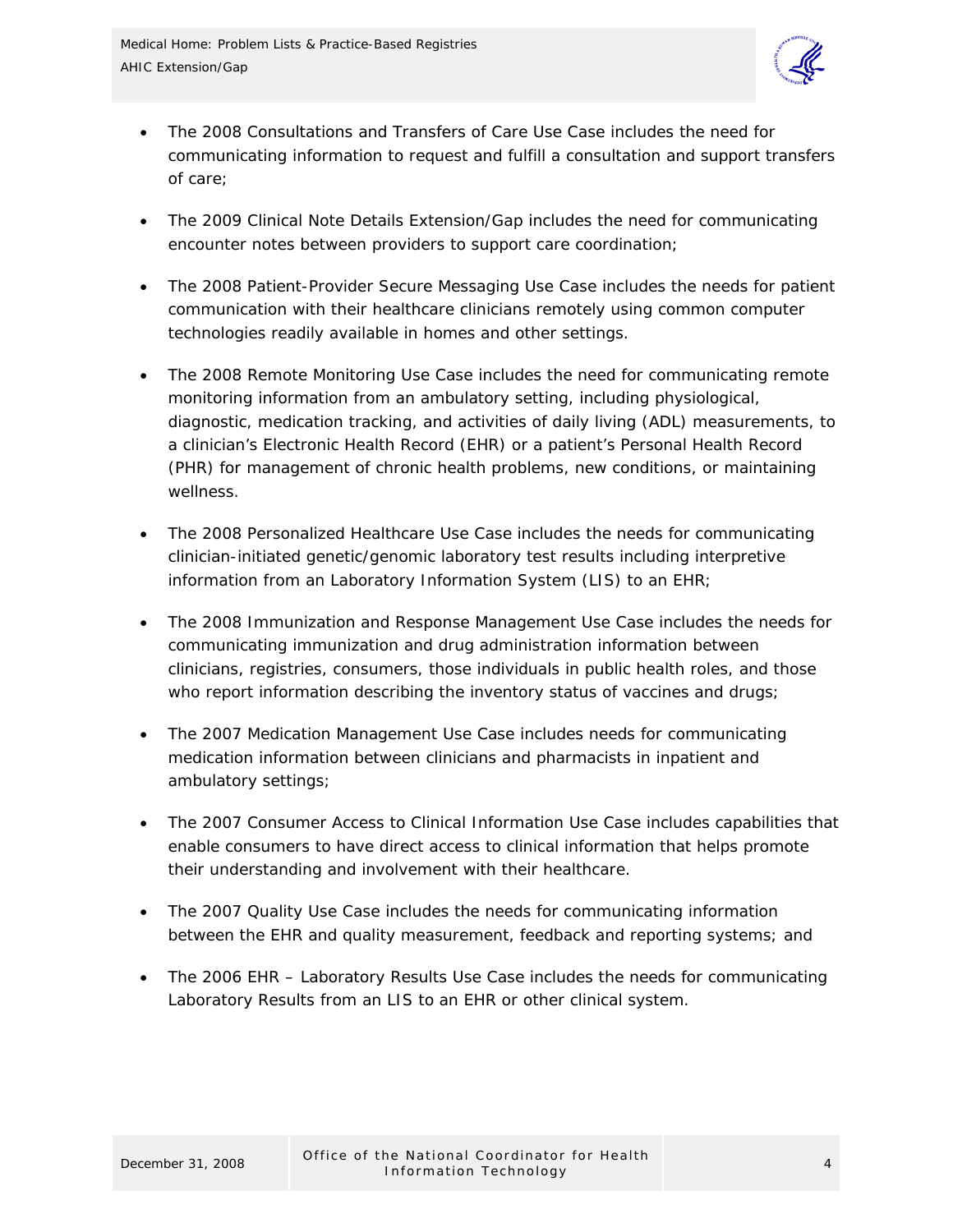- The 2008 Consultations and Transfers of Care Use Case includes the need for communicating information to request and fulfill a consultation and support transfers of care;
- The 2009 Clinical Note Details Extension/Gap includes the need for communicating encounter notes between providers to support care coordination;
- The 2008 Patient-Provider Secure Messaging Use Case includes the needs for patient communication with their healthcare clinicians remotely using common computer technologies readily available in homes and other settings.
- The 2008 Remote Monitoring Use Case includes the need for communicating remote monitoring information from an ambulatory setting, including physiological, diagnostic, medication tracking, and activities of daily living (ADL) measurements, to a clinician's Electronic Health Record (EHR) or a patient's Personal Health Record (PHR) for management of chronic health problems, new conditions, or maintaining wellness.
- The 2008 Personalized Healthcare Use Case includes the needs for communicating clinician-initiated genetic/genomic laboratory test results including interpretive information from an Laboratory Information System (LIS) to an EHR;
- The 2008 Immunization and Response Management Use Case includes the needs for communicating immunization and drug administration information between clinicians, registries, consumers, those individuals in public health roles, and those who report information describing the inventory status of vaccines and drugs;
- The 2007 Medication Management Use Case includes needs for communicating medication information between clinicians and pharmacists in inpatient and ambulatory settings;
- The 2007 Consumer Access to Clinical Information Use Case includes capabilities that enable consumers to have direct access to clinical information that helps promote their understanding and involvement with their healthcare.
- The 2007 Quality Use Case includes the needs for communicating information between the EHR and quality measurement, feedback and reporting systems; and
- The 2006 EHR – Laboratory Results Use Case includes the needs for communicating Laboratory Results from an LIS to an EHR or other clinical system.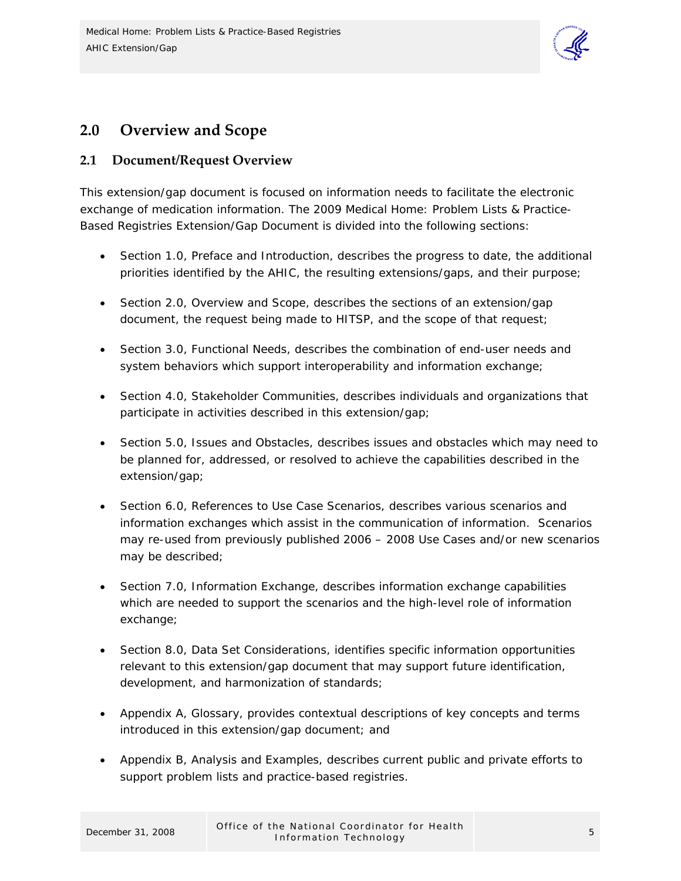## 2.0 Overview and Scope

### 2.1 Document/Request Overview

This extension/gap document is focused on information needs to facilitate the electronic exchange of medication information. The 2009 Medical Home: Problem Lists & Practice-Based Registries Extension/Gap Document is divided into the following sections:

- Section 1.0, Preface and Introduction, describes the progress to date, the additional priorities identified by the AHIC, the resulting extensions/gaps, and their purpose;
- Section 2.0, Overview and Scope, describes the sections of an extension/gap document, the request being made to HITSP, and the scope of that request;
- Section 3.0, Functional Needs, describes the combination of end-user needs and system behaviors which support interoperability and information exchange;
- Section 4.0, Stakeholder Communities, describes individuals and organizations that participate in activities described in this extension/gap;
- Section 5.0, Issues and Obstacles, describes issues and obstacles which may need to be planned for, addressed, or resolved to achieve the capabilities described in the extension/gap;
- Section 6.0, References to Use Case Scenarios, describes various scenarios and information exchanges which assist in the communication of information. Scenarios may re-used from previously published 2006 – 2008 Use Cases and/or new scenarios may be described;
- Section 7.0, Information Exchange, describes information exchange capabilities which are needed to support the scenarios and the high-level role of information exchange;
- Section 8.0, Data Set Considerations, identifies specific information opportunities relevant to this extension/gap document that may support future identification, development, and harmonization of standards;
- Appendix A, Glossary, provides contextual descriptions of key concepts and terms introduced in this extension/gap document; and
- Appendix B, Analysis and Examples, describes current public and private efforts to support problem lists and practice-based registries.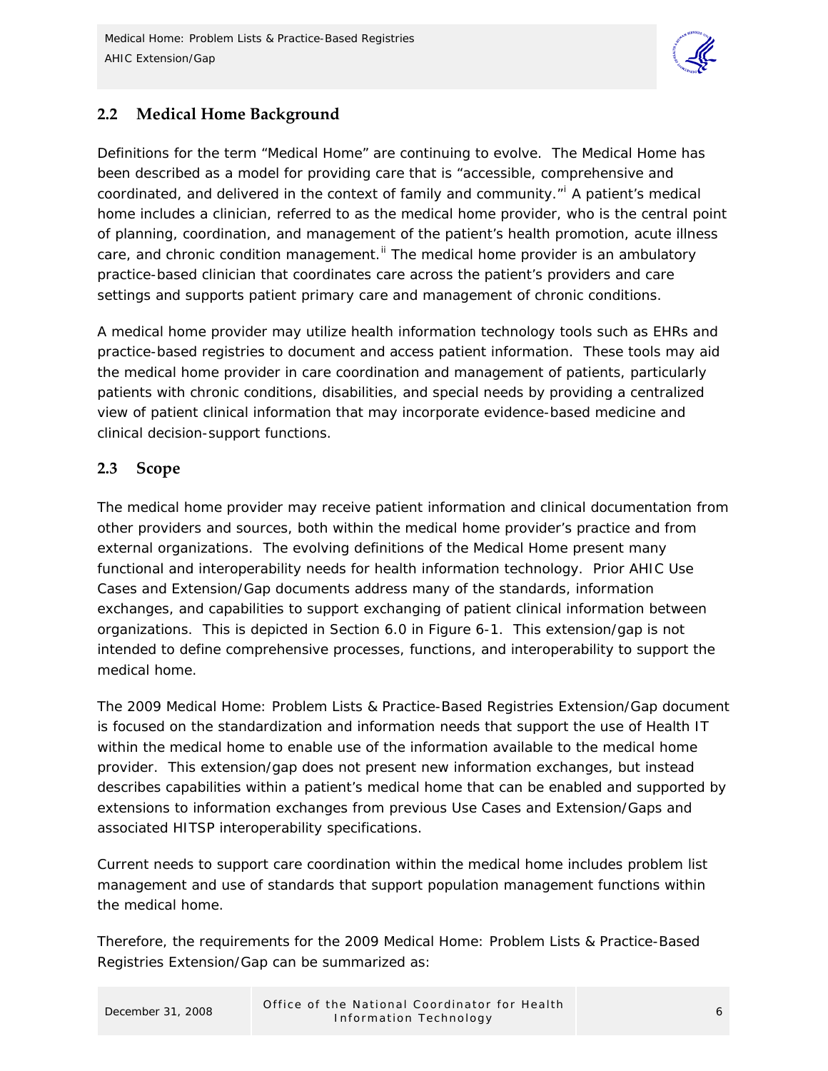## 2.2 Medical Home Background

Definitions for the term "Medical Home" are continuing to evolve. The Medical Home has been described as a model for providing care that is "accessible, comprehensive and coordinated, and delivered in the context of family and community."[i] A patient's medical home includes a clinician, referred to as the medical home provider, who is the central point of planning, coordination, and management of the patient's health promotion, acute illness care, and chronic condition management.[ii] The medical home provider is an ambulatory practice-based clinician that coordinates care across the patient's providers and care settings and supports patient primary care and management of chronic conditions.

A medical home provider may utilize health information technology tools such as EHRs and practice-based registries to document and access patient information. These tools may aid the medical home provider in care coordination and management of patients, particularly patients with chronic conditions, disabilities, and special needs by providing a centralized view of patient clinical information that may incorporate evidence-based medicine and clinical decision-support functions.

## 2.3 Scope

The medical home provider may receive patient information and clinical documentation from other providers and sources, both within the medical home provider's practice and from external organizations. The evolving definitions of the Medical Home present many functional and interoperability needs for health information technology. Prior AHIC Use Cases and Extension/Gap documents address many of the standards, information exchanges, and capabilities to support exchanging of patient clinical information between organizations. This is depicted in Section 6.0 in Figure 6-1. This extension/gap is not intended to define comprehensive processes, functions, and interoperability to support the medical home.

The 2009 Medical Home: Problem Lists & Practice-Based Registries Extension/Gap document is focused on the standardization and information needs that support the use of Health IT within the medical home to enable use of the information available to the medical home provider. This extension/gap does not present new information exchanges, but instead describes capabilities within a patient's medical home that can be enabled and supported by extensions to information exchanges from previous Use Cases and Extension/Gaps and associated HITSP interoperability specifications.

Current needs to support care coordination within the medical home includes problem list management and use of standards that support population management functions within the medical home.

Therefore, the requirements for the 2009 Medical Home: Problem Lists & Practice-Based Registries Extension/Gap can be summarized as: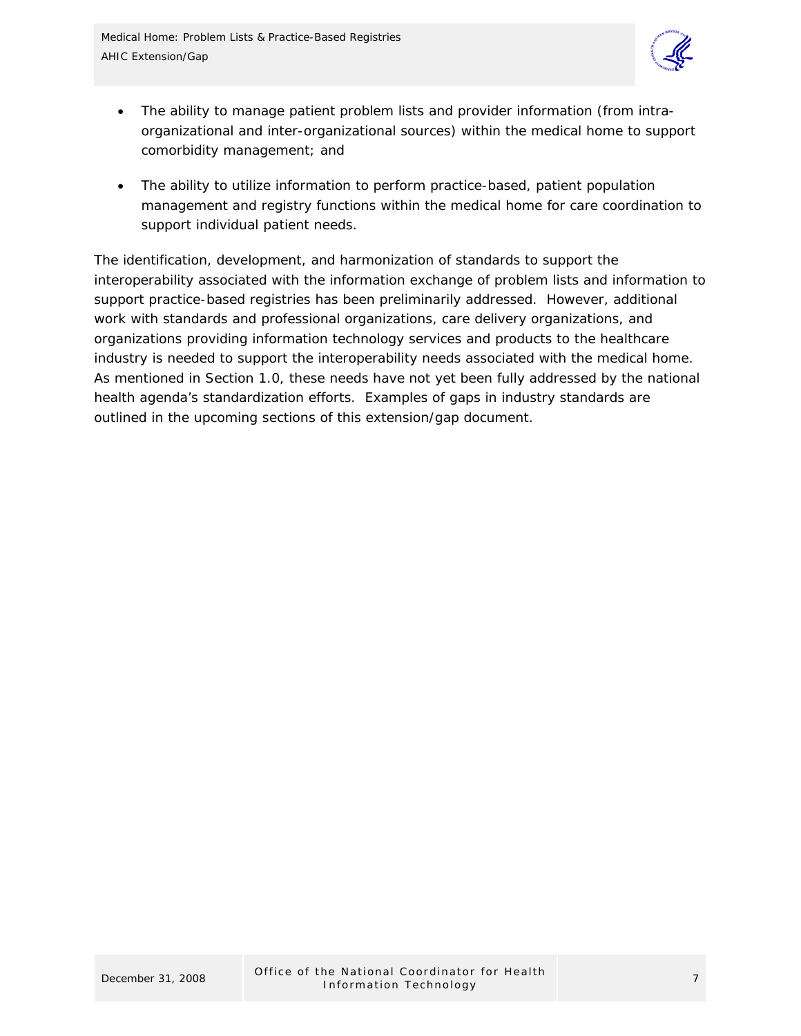- The ability to manage patient problem lists and provider information (from intra-organizational and inter-organizational sources) within the medical home to support comorbidity management; and

- The ability to utilize information to perform practice-based, patient population management and registry functions within the medical home for care coordination to support individual patient needs.

The identification, development, and harmonization of standards to support the interoperability associated with the information exchange of problem lists and information to support practice-based registries has been preliminarily addressed. However, additional work with standards and professional organizations, care delivery organizations, and organizations providing information technology services and products to the healthcare industry is needed to support the interoperability needs associated with the medical home. As mentioned in Section 1.0, these needs have not yet been fully addressed by the national health agenda's standardization efforts. Examples of gaps in industry standards are outlined in the upcoming sections of this extension/gap document.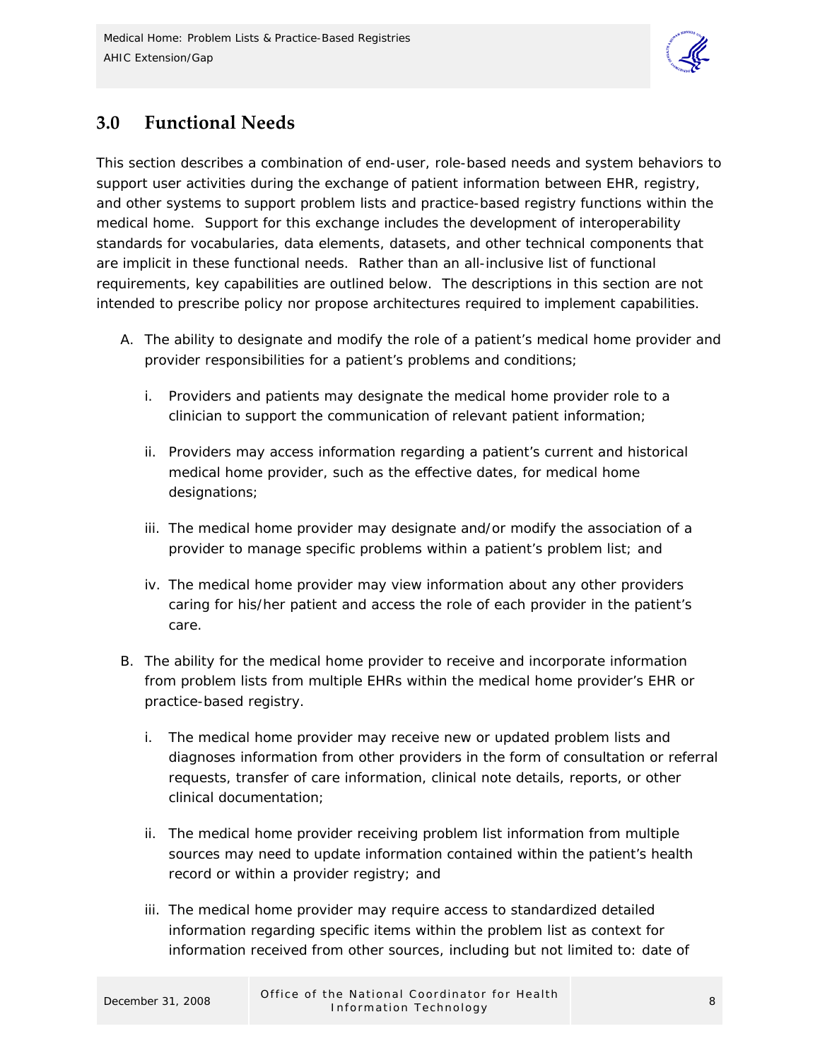## 3.0 Functional Needs

This section describes a combination of end-user, role-based needs and system behaviors to support user activities during the exchange of patient information between EHR, registry, and other systems to support problem lists and practice-based registry functions within the medical home. Support for this exchange includes the development of interoperability standards for vocabularies, data elements, datasets, and other technical components that are implicit in these functional needs. Rather than an all-inclusive list of functional requirements, key capabilities are outlined below. The descriptions in this section are not intended to prescribe policy nor propose architectures required to implement capabilities.

A. The ability to designate and modify the role of a patient's medical home provider and provider responsibilities for a patient's problems and conditions;

   i. Providers and patients may designate the medical home provider role to a clinician to support the communication of relevant patient information;

   ii. Providers may access information regarding a patient's current and historical medical home provider, such as the effective dates, for medical home designations;

   iii. The medical home provider may designate and/or modify the association of a provider to manage specific problems within a patient's problem list; and

   iv. The medical home provider may view information about any other providers caring for his/her patient and access the role of each provider in the patient's care.

B. The ability for the medical home provider to receive and incorporate information from problem lists from multiple EHRs within the medical home provider's EHR or practice-based registry.

   i. The medical home provider may receive new or updated problem lists and diagnoses information from other providers in the form of consultation or referral requests, transfer of care information, clinical note details, reports, or other clinical documentation;

   ii. The medical home provider receiving problem list information from multiple sources may need to update information contained within the patient's health record or within a provider registry; and

   iii. The medical home provider may require access to standardized detailed information regarding specific items within the problem list as context for information received from other sources, including but not limited to: date of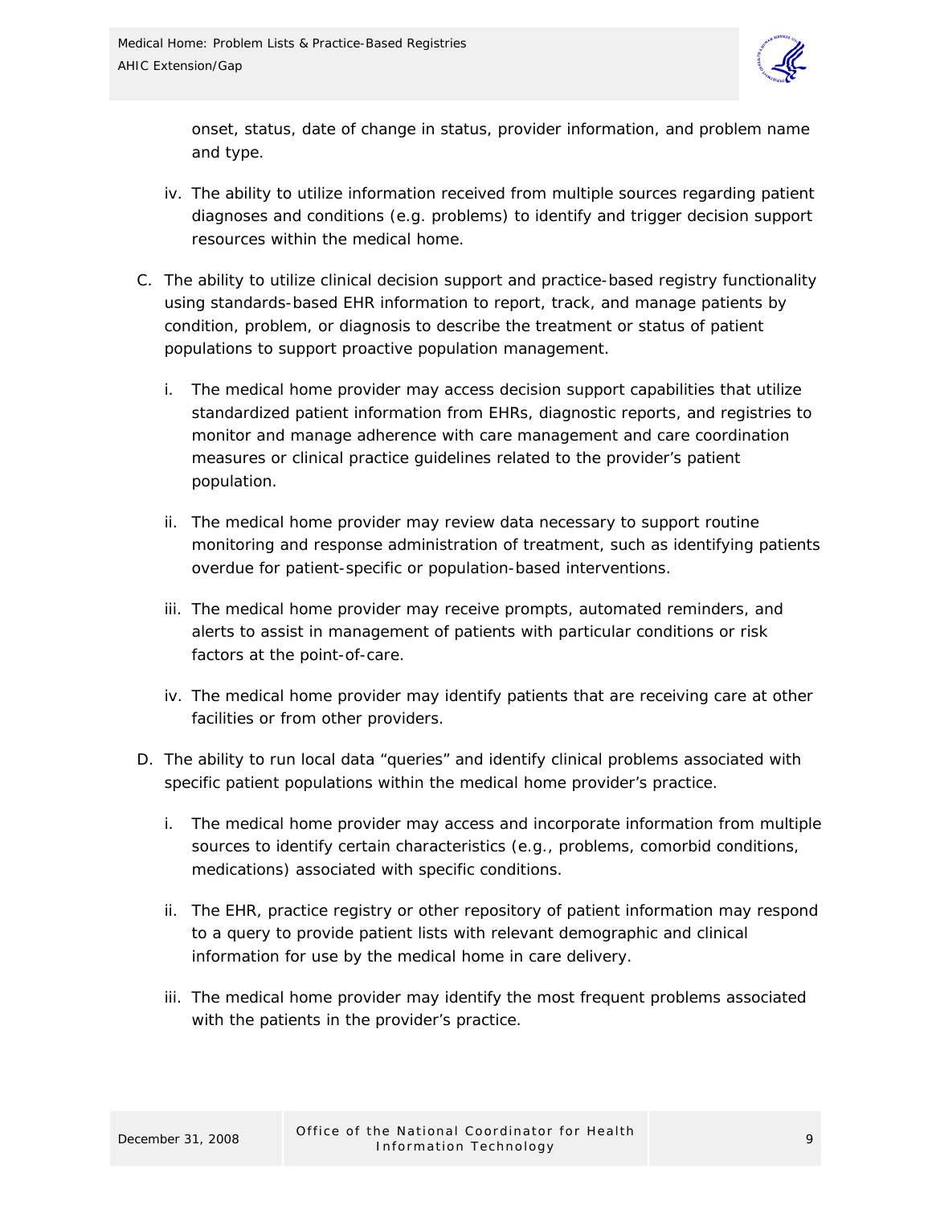onset, status, date of change in status, provider information, and problem name and type.

iv. The ability to utilize information received from multiple sources regarding patient diagnoses and conditions (e.g. problems) to identify and trigger decision support resources within the medical home.

C. The ability to utilize clinical decision support and practice-based registry functionality using standards-based EHR information to report, track, and manage patients by condition, problem, or diagnosis to describe the treatment or status of patient populations to support proactive population management.

   i. The medical home provider may access decision support capabilities that utilize standardized patient information from EHRs, diagnostic reports, and registries to monitor and manage adherence with care management and care coordination measures or clinical practice guidelines related to the provider's patient population.

   ii. The medical home provider may review data necessary to support routine monitoring and response administration of treatment, such as identifying patients overdue for patient-specific or population-based interventions.

   iii. The medical home provider may receive prompts, automated reminders, and alerts to assist in management of patients with particular conditions or risk factors at the point-of-care.

   iv. The medical home provider may identify patients that are receiving care at other facilities or from other providers.

D. The ability to run local data "queries" and identify clinical problems associated with specific patient populations within the medical home provider's practice.

   i. The medical home provider may access and incorporate information from multiple sources to identify certain characteristics (e.g., problems, comorbid conditions, medications) associated with specific conditions.

   ii. The EHR, practice registry or other repository of patient information may respond to a query to provide patient lists with relevant demographic and clinical information for use by the medical home in care delivery.

   iii. The medical home provider may identify the most frequent problems associated with the patients in the provider's practice.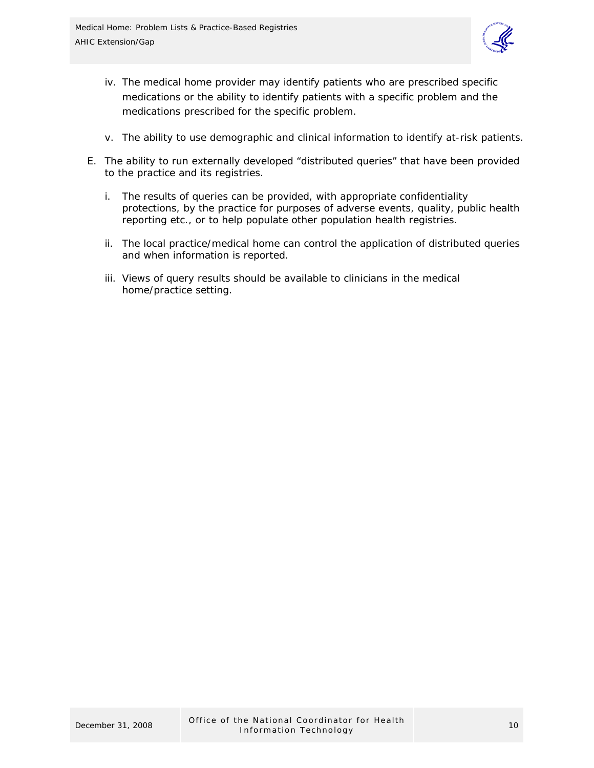iv. The medical home provider may identify patients who are prescribed specific medications or the ability to identify patients with a specific problem and the medications prescribed for the specific problem.

v. The ability to use demographic and clinical information to identify at-risk patients.

E. The ability to run externally developed "distributed queries" that have been provided to the practice and its registries.

   i. The results of queries can be provided, with appropriate confidentiality protections, by the practice for purposes of adverse events, quality, public health reporting etc., or to help populate other population health registries.

   ii. The local practice/medical home can control the application of distributed queries and when information is reported.

   iii. Views of query results should be available to clinicians in the medical home/practice setting.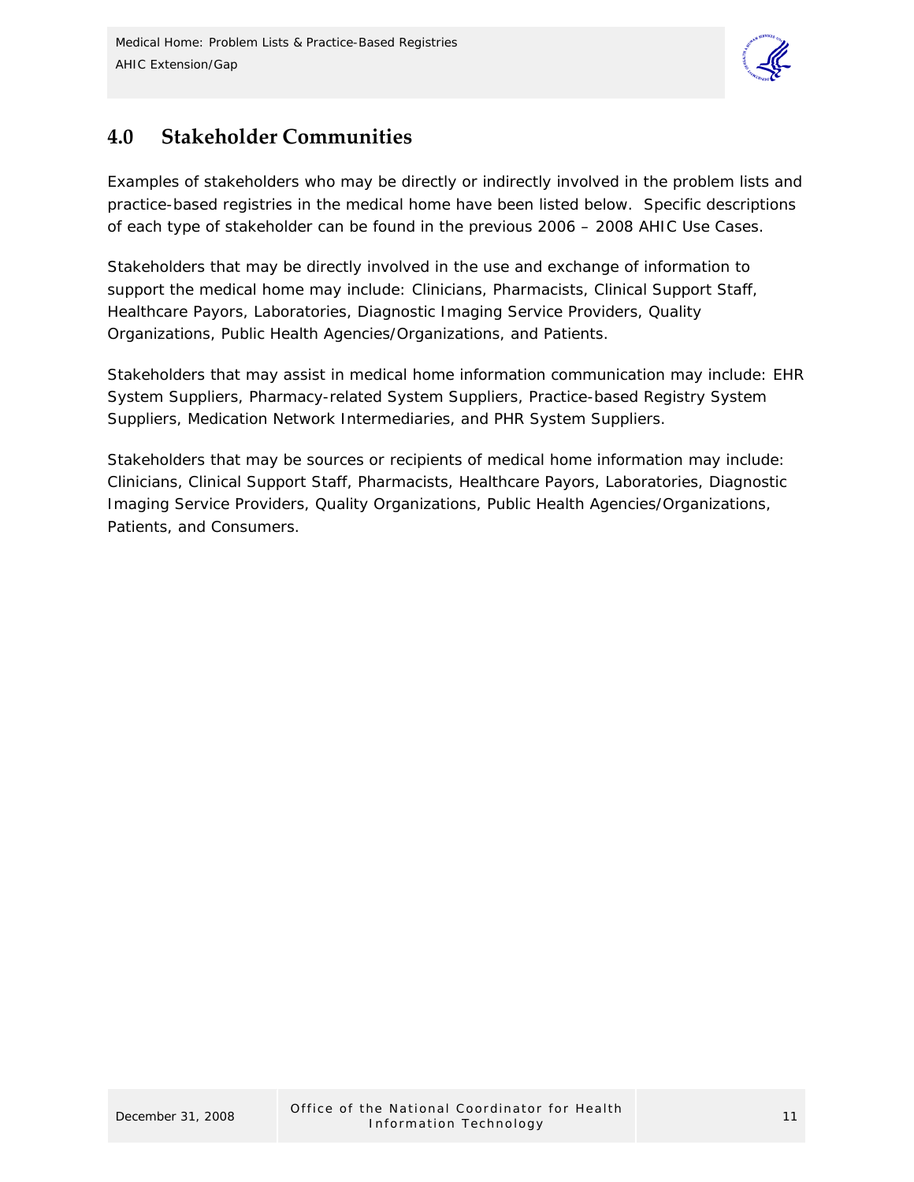## 4.0 Stakeholder Communities

Examples of stakeholders who may be directly or indirectly involved in the problem lists and practice-based registries in the medical home have been listed below. Specific descriptions of each type of stakeholder can be found in the previous 2006 – 2008 AHIC Use Cases.

Stakeholders that may be directly involved in the use and exchange of information to support the medical home may include: Clinicians, Pharmacists, Clinical Support Staff, Healthcare Payors, Laboratories, Diagnostic Imaging Service Providers, Quality Organizations, Public Health Agencies/Organizations, and Patients.

Stakeholders that may assist in medical home information communication may include: EHR System Suppliers, Pharmacy-related System Suppliers, Practice-based Registry System Suppliers, Medication Network Intermediaries, and PHR System Suppliers.

Stakeholders that may be sources or recipients of medical home information may include: Clinicians, Clinical Support Staff, Pharmacists, Healthcare Payors, Laboratories, Diagnostic Imaging Service Providers, Quality Organizations, Public Health Agencies/Organizations, Patients, and Consumers.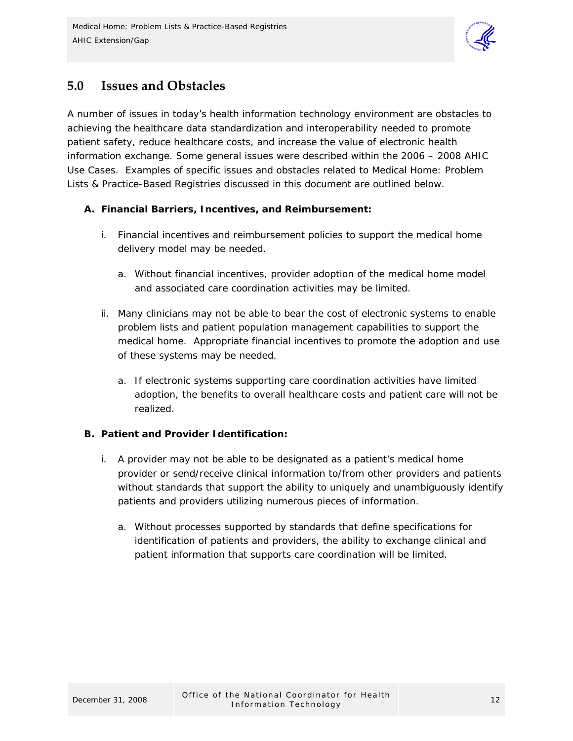## 5.0 Issues and Obstacles

A number of issues in today's health information technology environment are obstacles to achieving the healthcare data standardization and interoperability needed to promote patient safety, reduce healthcare costs, and increase the value of electronic health information exchange. Some general issues were described within the 2006 – 2008 AHIC Use Cases. Examples of specific issues and obstacles related to Medical Home: Problem Lists & Practice-Based Registries discussed in this document are outlined below.

**A. Financial Barriers, Incentives, and Reimbursement:**

- i. Financial incentives and reimbursement policies to support the medical home delivery model may be needed.
  - a. Without financial incentives, provider adoption of the medical home model and associated care coordination activities may be limited.
- ii. Many clinicians may not be able to bear the cost of electronic systems to enable problem lists and patient population management capabilities to support the medical home. Appropriate financial incentives to promote the adoption and use of these systems may be needed.
  - a. If electronic systems supporting care coordination activities have limited adoption, the benefits to overall healthcare costs and patient care will not be realized.

**B. Patient and Provider Identification:**

- i. A provider may not be able to be designated as a patient's medical home provider or send/receive clinical information to/from other providers and patients without standards that support the ability to uniquely and unambiguously identify patients and providers utilizing numerous pieces of information.
  - a. Without processes supported by standards that define specifications for identification of patients and providers, the ability to exchange clinical and patient information that supports care coordination will be limited.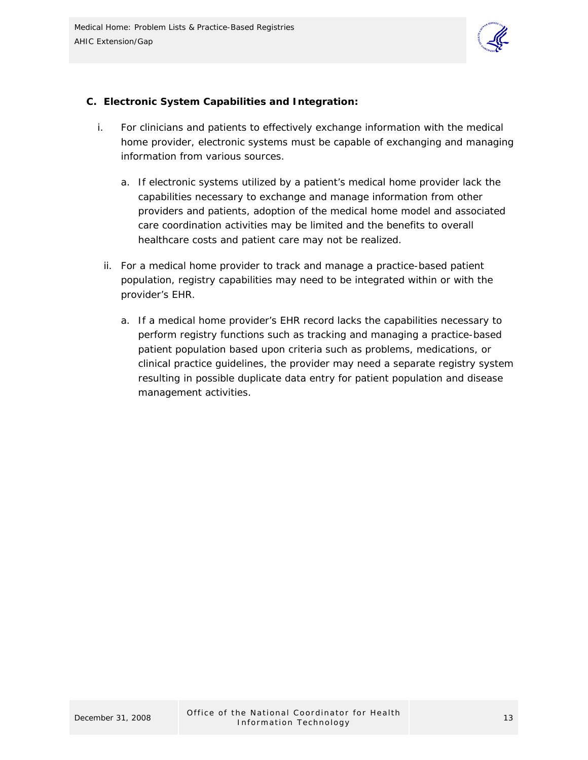**C. Electronic System Capabilities and Integration:**

i. For clinicians and patients to effectively exchange information with the medical home provider, electronic systems must be capable of exchanging and managing information from various sources.

   a. If electronic systems utilized by a patient's medical home provider lack the capabilities necessary to exchange and manage information from other providers and patients, adoption of the medical home model and associated care coordination activities may be limited and the benefits to overall healthcare costs and patient care may not be realized.

ii. For a medical home provider to track and manage a practice-based patient population, registry capabilities may need to be integrated within or with the provider's EHR.

   a. If a medical home provider's EHR record lacks the capabilities necessary to perform registry functions such as tracking and managing a practice-based patient population based upon criteria such as problems, medications, or clinical practice guidelines, the provider may need a separate registry system resulting in possible duplicate data entry for patient population and disease management activities.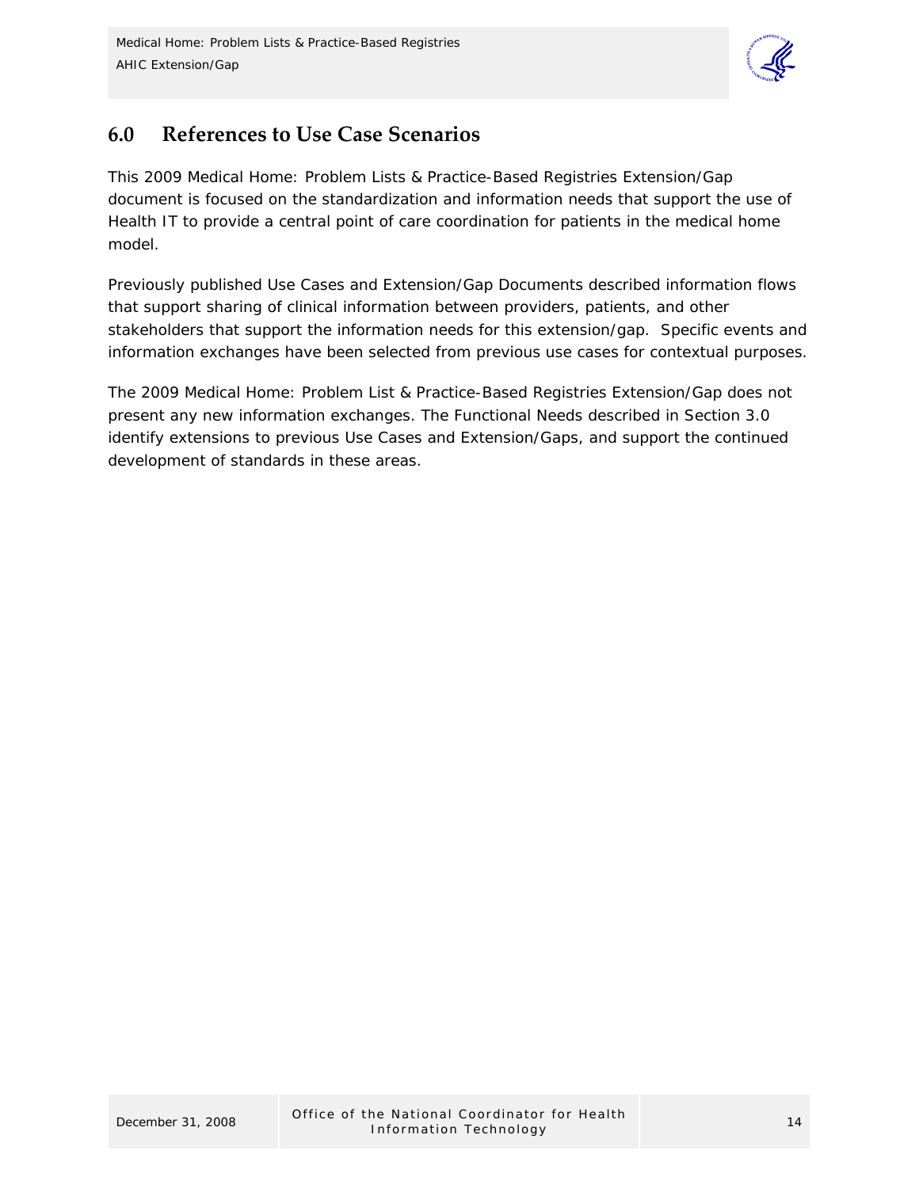## 6.0 References to Use Case Scenarios

This 2009 Medical Home: Problem Lists & Practice-Based Registries Extension/Gap document is focused on the standardization and information needs that support the use of Health IT to provide a central point of care coordination for patients in the medical home model.

Previously published Use Cases and Extension/Gap Documents described information flows that support sharing of clinical information between providers, patients, and other stakeholders that support the information needs for this extension/gap. Specific events and information exchanges have been selected from previous use cases for contextual purposes.

The 2009 Medical Home: Problem List & Practice-Based Registries Extension/Gap does not present any new information exchanges. The Functional Needs described in Section 3.0 identify extensions to previous Use Cases and Extension/Gaps, and support the continued development of standards in these areas.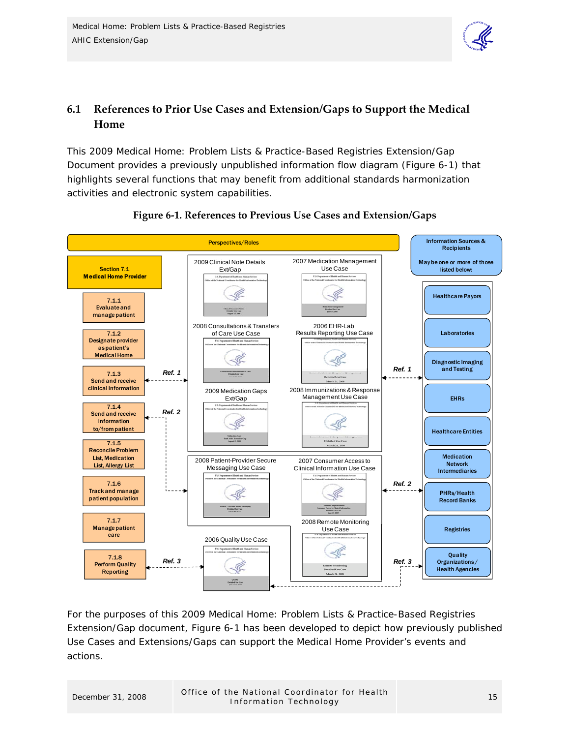## 6.1 References to Prior Use Cases and Extension/Gaps to Support the Medical Home

This 2009 Medical Home: Problem Lists & Practice-Based Registries Extension/Gap Document provides a previously unpublished information flow diagram (Figure 6-1) that highlights several functions that may benefit from additional standards harmonization activities and electronic system capabilities.

**Figure 6-1. References to Previous Use Cases and Extension/Gaps**

Perspectives/Roles

Section 7.1
**Medical Home Provider**

- 7.1.1 Evaluate and manage patient
- 7.1.2 Designate provider as patient's Medical Home
- 7.1.3 Send and receive clinical information (Ref. 1)
- 7.1.4 Send and receive information to/from patient (Ref. 2)
- 7.1.5 Reconcile Problem List, Medication List, Allergy List
- 7.1.6 Track and manage patient population
- 7.1.7 Manage patient care
- 7.1.8 Perform Quality Reporting (Ref. 3)

Ref. 1:
- 2009 Clinical Note Details Ext/Gap
- 2007 Medication Management Use Case
- 2008 Consultations & Transfers of Care Use Case
- 2006 EHR-Lab Results Reporting Use Case
- 2009 Medication Gaps Ext/Gap
- 2008 Immunizations & Response Management Use Case

Ref. 2:
- 2008 Patient-Provider Secure Messaging Use Case
- 2007 Consumer Access to Clinical Information Use Case
- 2008 Remote Monitoring Use Case

Ref. 3:
- 2006 Quality Use Case

Information Sources & Recipients

May be one or more of those listed below:

- Healthcare Payors
- Laboratories
- Diagnostic Imaging and Testing
- EHRs
- Healthcare Entities
- Medication Network Intermediaries
- PHRs/Health Record Banks
- Registries
- Quality Organizations/ Health Agencies

For the purposes of this 2009 Medical Home: Problem Lists & Practice-Based Registries Extension/Gap document, Figure 6-1 has been developed to depict how previously published Use Cases and Extensions/Gaps can support the Medical Home Provider's events and actions.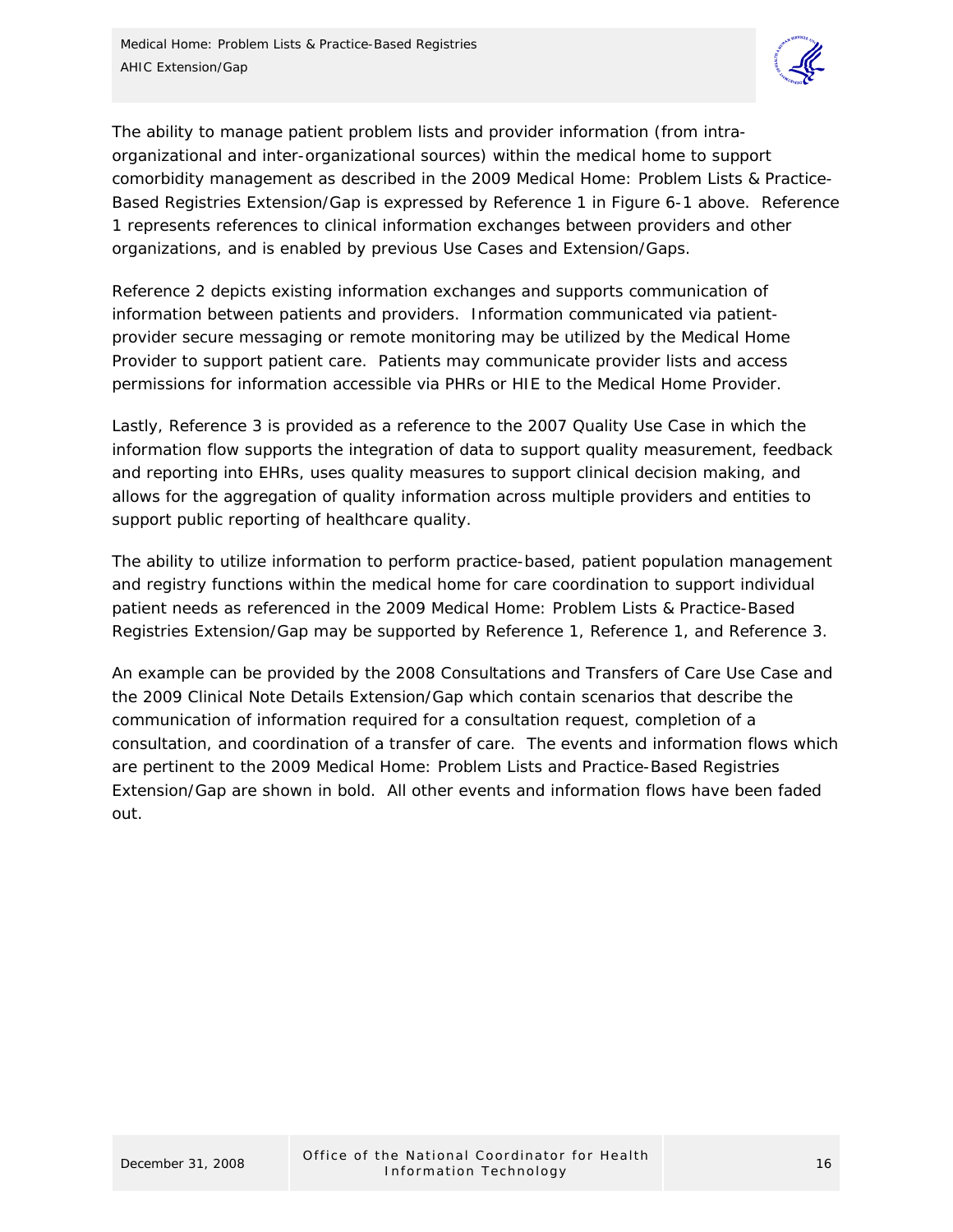The ability to manage patient problem lists and provider information (from intra-organizational and inter-organizational sources) within the medical home to support comorbidity management as described in the 2009 Medical Home: Problem Lists & Practice-Based Registries Extension/Gap is expressed by Reference 1 in Figure 6-1 above. Reference 1 represents references to clinical information exchanges between providers and other organizations, and is enabled by previous Use Cases and Extension/Gaps.

Reference 2 depicts existing information exchanges and supports communication of information between patients and providers. Information communicated via patient-provider secure messaging or remote monitoring may be utilized by the Medical Home Provider to support patient care. Patients may communicate provider lists and access permissions for information accessible via PHRs or HIE to the Medical Home Provider.

Lastly, Reference 3 is provided as a reference to the 2007 Quality Use Case in which the information flow supports the integration of data to support quality measurement, feedback and reporting into EHRs, uses quality measures to support clinical decision making, and allows for the aggregation of quality information across multiple providers and entities to support public reporting of healthcare quality.

The ability to utilize information to perform practice-based, patient population management and registry functions within the medical home for care coordination to support individual patient needs as referenced in the 2009 Medical Home: Problem Lists & Practice-Based Registries Extension/Gap may be supported by Reference 1, Reference 1, and Reference 3.

An example can be provided by the 2008 Consultations and Transfers of Care Use Case and the 2009 Clinical Note Details Extension/Gap which contain scenarios that describe the communication of information required for a consultation request, completion of a consultation, and coordination of a transfer of care. The events and information flows which are pertinent to the 2009 Medical Home: Problem Lists and Practice-Based Registries Extension/Gap are shown in bold. All other events and information flows have been faded out.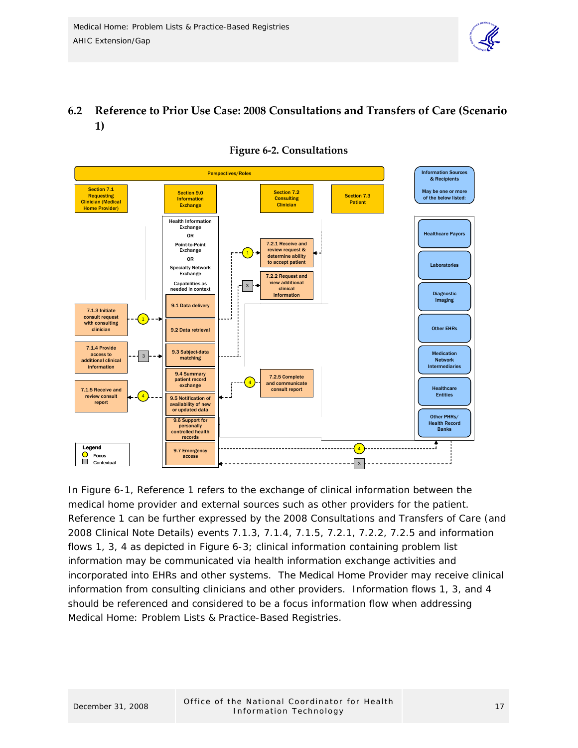## 6.2 Reference to Prior Use Case: 2008 Consultations and Transfers of Care (Scenario 1)

**Figure 6-2. Consultations**

Perspectives/Roles

Section 7.1 Requesting Clinician (Medical Home Provider)

Section 9.0 Information Exchange

Section 7.2 Consulting Clinician

Section 7.3 Patient

Information Sources & Recipients

May be one or more of the below listed:

Health Information Exchange OR Point-to-Point Exchange OR Specialty Network Exchange

Capabilities as needed in context

9.1 Data delivery

9.2 Data retrieval

9.3 Subject-data matching

9.4 Summary patient record exchange

9.5 Notification of availability of new or updated data

9.6 Support for personally controlled health records

9.7 Emergency access

7.1.3 Initiate consult request with consulting clinician

7.1.4 Provide access to additional clinical information

7.1.5 Receive and review consult report

7.2.1 Receive and review request & determine ability to accept patient

7.2.2 Request and view additional clinical information

7.2.5 Complete and communicate consult report

Healthcare Payors

Laboratories

Diagnostic Imaging

Other EHRs

Medication Network Intermediaries

Healthcare Entities

Other PHRs/ Health Record Banks

Legend

Focus

Contextual

In Figure 6-1, Reference 1 refers to the exchange of clinical information between the medical home provider and external sources such as other providers for the patient. Reference 1 can be further expressed by the 2008 Consultations and Transfers of Care (and 2008 Clinical Note Details) events 7.1.3, 7.1.4, 7.1.5, 7.2.1, 7.2.2, 7.2.5 and information flows 1, 3, 4 as depicted in Figure 6-3; clinical information containing problem list information may be communicated via health information exchange activities and incorporated into EHRs and other systems. The Medical Home Provider may receive clinical information from consulting clinicians and other providers. Information flows 1, 3, and 4 should be referenced and considered to be a focus information flow when addressing Medical Home: Problem Lists & Practice-Based Registries.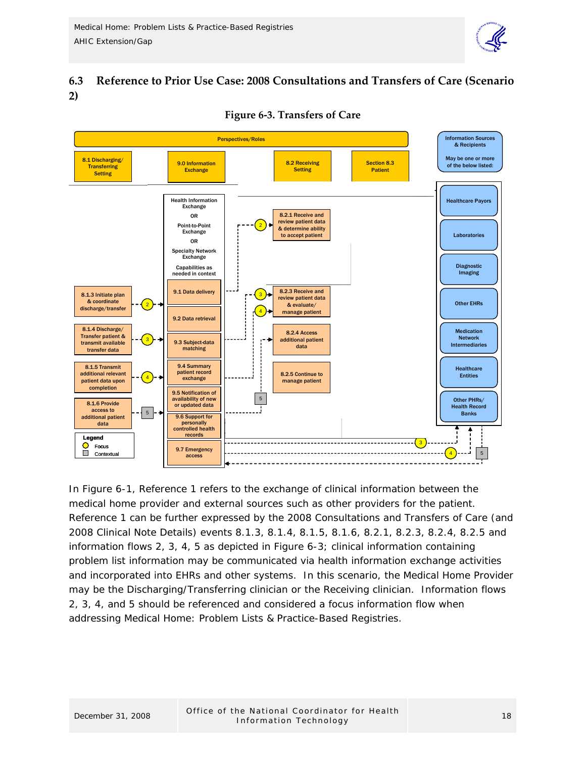## 6.3 Reference to Prior Use Case: 2008 Consultations and Transfers of Care (Scenario 2)

**Figure 6-3. Transfers of Care**

Perspectives/Roles

8.1 Discharging/ Transferring Setting

9.0 Information Exchange

8.2 Receiving Setting

Section 8.3 Patient

Information Sources & Recipients

May be one or more of the below listed:

Health Information Exchange OR Point-to-Point Exchange OR Specialty Network Exchange

Capabilities as needed in context

8.1.3 Initiate plan & coordinate discharge/transfer

8.1.4 Discharge/ Transfer patient & transmit available transfer data

8.1.5 Transmit additional relevant patient data upon completion

8.1.6 Provide access to additional patient data

9.1 Data delivery

9.2 Data retrieval

9.3 Subject-data matching

9.4 Summary patient record exchange

9.5 Notification of availability of new or updated data

9.6 Support for personally controlled health records

9.7 Emergency access

8.2.1 Receive and review patient data & determine ability to accept patient

8.2.3 Receive and review patient data & evaluate/ manage patient

8.2.4 Access additional patient data

8.2.5 Continue to manage patient

Healthcare Payors

Laboratories

Diagnostic Imaging

Other EHRs

Medication Network Intermediaries

Healthcare Entities

Other PHRs/ Health Record Banks

Legend

Focus

Contextual

In Figure 6-1, Reference 1 refers to the exchange of clinical information between the medical home provider and external sources such as other providers for the patient. Reference 1 can be further expressed by the 2008 Consultations and Transfers of Care (and 2008 Clinical Note Details) events 8.1.3, 8.1.4, 8.1.5, 8.1.6, 8.2.1, 8.2.3, 8.2.4, 8.2.5 and information flows 2, 3, 4, 5 as depicted in Figure 6-3; clinical information containing problem list information may be communicated via health information exchange activities and incorporated into EHRs and other systems. In this scenario, the Medical Home Provider may be the Discharging/Transferring clinician or the Receiving clinician. Information flows 2, 3, 4, and 5 should be referenced and considered a focus information flow when addressing Medical Home: Problem Lists & Practice-Based Registries.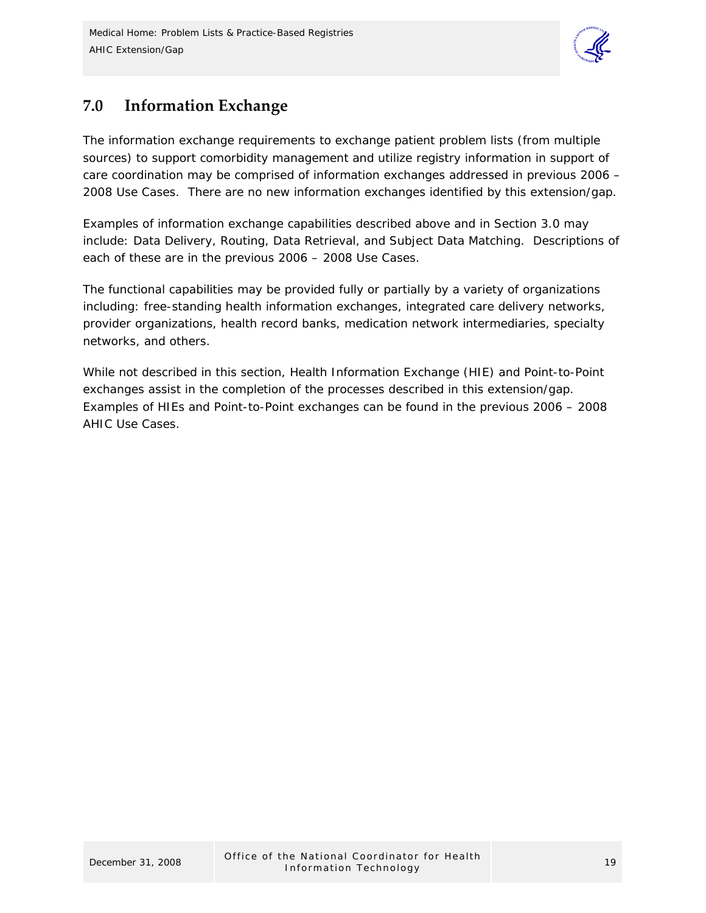## 7.0 Information Exchange

The information exchange requirements to exchange patient problem lists (from multiple sources) to support comorbidity management and utilize registry information in support of care coordination may be comprised of information exchanges addressed in previous 2006 – 2008 Use Cases. There are no new information exchanges identified by this extension/gap.

Examples of information exchange capabilities described above and in Section 3.0 may include: Data Delivery, Routing, Data Retrieval, and Subject Data Matching. Descriptions of each of these are in the previous 2006 – 2008 Use Cases.

The functional capabilities may be provided fully or partially by a variety of organizations including: free-standing health information exchanges, integrated care delivery networks, provider organizations, health record banks, medication network intermediaries, specialty networks, and others.

While not described in this section, Health Information Exchange (HIE) and Point-to-Point exchanges assist in the completion of the processes described in this extension/gap. Examples of HIEs and Point-to-Point exchanges can be found in the previous 2006 – 2008 AHIC Use Cases.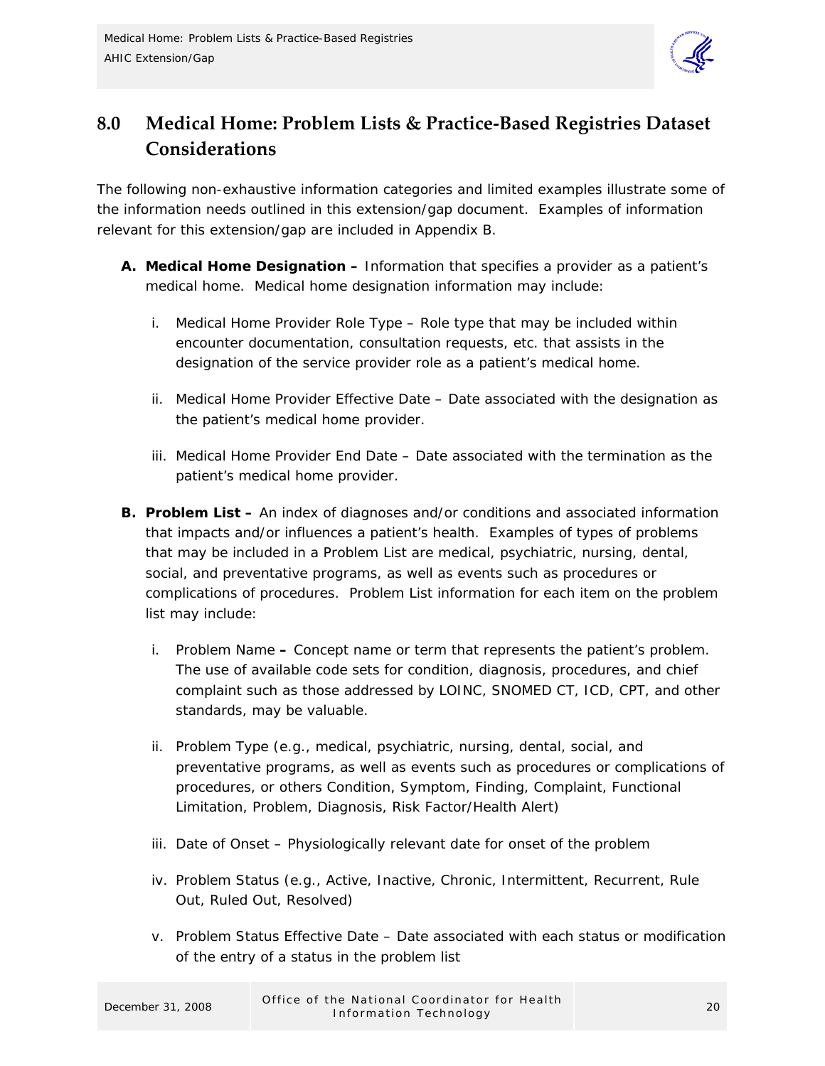## 8.0 Medical Home: Problem Lists & Practice-Based Registries Dataset Considerations

The following non-exhaustive information categories and limited examples illustrate some of the information needs outlined in this extension/gap document. Examples of information relevant for this extension/gap are included in Appendix B.

**A. Medical Home Designation –** Information that specifies a provider as a patient's medical home. Medical home designation information may include:

   i. Medical Home Provider Role Type – Role type that may be included within encounter documentation, consultation requests, etc. that assists in the designation of the service provider role as a patient's medical home.

   ii. Medical Home Provider Effective Date – Date associated with the designation as the patient's medical home provider.

   iii. Medical Home Provider End Date – Date associated with the termination as the patient's medical home provider.

**B. Problem List –** An index of diagnoses and/or conditions and associated information that impacts and/or influences a patient's health. Examples of types of problems that may be included in a Problem List are medical, psychiatric, nursing, dental, social, and preventative programs, as well as events such as procedures or complications of procedures. Problem List information for each item on the problem list may include:

   i. Problem Name **–** Concept name or term that represents the patient's problem. The use of available code sets for condition, diagnosis, procedures, and chief complaint such as those addressed by LOINC, SNOMED CT, ICD, CPT, and other standards, may be valuable.

   ii. Problem Type (e.g., medical, psychiatric, nursing, dental, social, and preventative programs, as well as events such as procedures or complications of procedures, or others Condition, Symptom, Finding, Complaint, Functional Limitation, Problem, Diagnosis, Risk Factor/Health Alert)

   iii. Date of Onset – Physiologically relevant date for onset of the problem

   iv. Problem Status (e.g., Active, Inactive, Chronic, Intermittent, Recurrent, Rule Out, Ruled Out, Resolved)

   v. Problem Status Effective Date – Date associated with each status or modification of the entry of a status in the problem list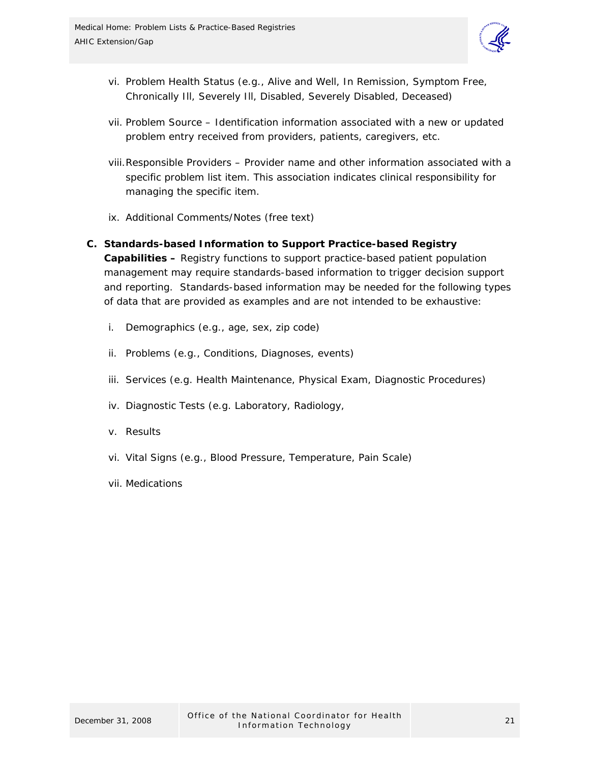vi. Problem Health Status (e.g., Alive and Well, In Remission, Symptom Free, Chronically Ill, Severely Ill, Disabled, Severely Disabled, Deceased)

vii. Problem Source – Identification information associated with a new or updated problem entry received from providers, patients, caregivers, etc.

viii. Responsible Providers – Provider name and other information associated with a specific problem list item. This association indicates clinical responsibility for managing the specific item.

ix. Additional Comments/Notes (free text)

**C. Standards-based Information to Support Practice-based Registry Capabilities –** Registry functions to support practice-based patient population management may require standards-based information to trigger decision support and reporting. Standards-based information may be needed for the following types of data that are provided as examples and are not intended to be exhaustive:

i. Demographics (e.g., age, sex, zip code)

ii. Problems (e.g., Conditions, Diagnoses, events)

iii. Services (e.g. Health Maintenance, Physical Exam, Diagnostic Procedures)

iv. Diagnostic Tests (e.g. Laboratory, Radiology,

v. Results

vi. Vital Signs (e.g., Blood Pressure, Temperature, Pain Scale)

vii. Medications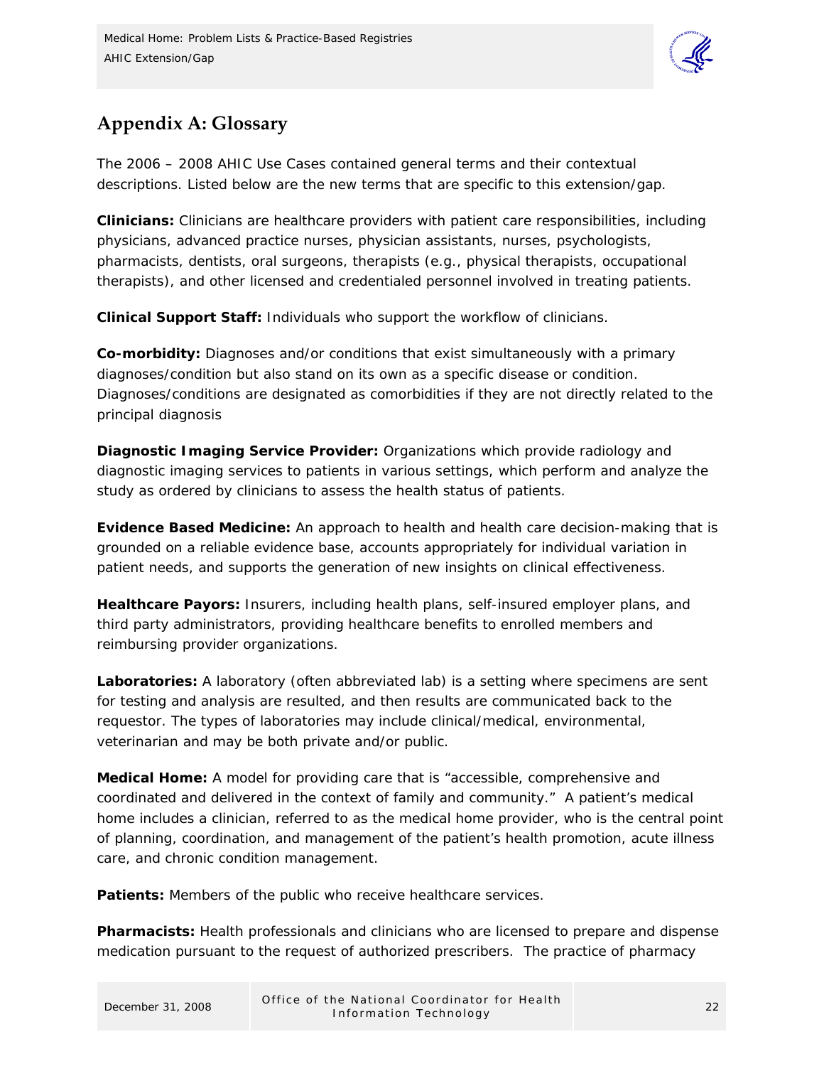## Appendix A: Glossary

The 2006 – 2008 AHIC Use Cases contained general terms and their contextual descriptions. Listed below are the new terms that are specific to this extension/gap.

**Clinicians:** Clinicians are healthcare providers with patient care responsibilities, including physicians, advanced practice nurses, physician assistants, nurses, psychologists, pharmacists, dentists, oral surgeons, therapists (e.g., physical therapists, occupational therapists), and other licensed and credentialed personnel involved in treating patients.

**Clinical Support Staff:** Individuals who support the workflow of clinicians.

**Co-morbidity:** Diagnoses and/or conditions that exist simultaneously with a primary diagnoses/condition but also stand on its own as a specific disease or condition. Diagnoses/conditions are designated as comorbidities if they are not directly related to the principal diagnosis

**Diagnostic Imaging Service Provider:** Organizations which provide radiology and diagnostic imaging services to patients in various settings, which perform and analyze the study as ordered by clinicians to assess the health status of patients.

**Evidence Based Medicine:** An approach to health and health care decision-making that is grounded on a reliable evidence base, accounts appropriately for individual variation in patient needs, and supports the generation of new insights on clinical effectiveness.

**Healthcare Payors:** Insurers, including health plans, self-insured employer plans, and third party administrators, providing healthcare benefits to enrolled members and reimbursing provider organizations.

**Laboratories:** A laboratory (often abbreviated lab) is a setting where specimens are sent for testing and analysis are resulted, and then results are communicated back to the requestor. The types of laboratories may include clinical/medical, environmental, veterinarian and may be both private and/or public.

**Medical Home:** A model for providing care that is "accessible, comprehensive and coordinated and delivered in the context of family and community." A patient's medical home includes a clinician, referred to as the medical home provider, who is the central point of planning, coordination, and management of the patient's health promotion, acute illness care, and chronic condition management.

**Patients:** Members of the public who receive healthcare services.

**Pharmacists:** Health professionals and clinicians who are licensed to prepare and dispense medication pursuant to the request of authorized prescribers. The practice of pharmacy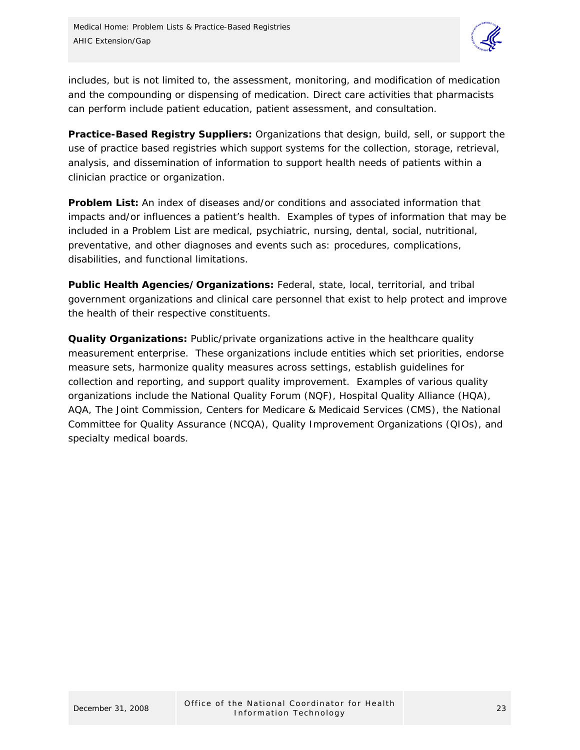includes, but is not limited to, the assessment, monitoring, and modification of medication and the compounding or dispensing of medication. Direct care activities that pharmacists can perform include patient education, patient assessment, and consultation.

**Practice-Based Registry Suppliers:** Organizations that design, build, sell, or support the use of practice based registries which support systems for the collection, storage, retrieval, analysis, and dissemination of information to support health needs of patients within a clinician practice or organization.

**Problem List:** An index of diseases and/or conditions and associated information that impacts and/or influences a patient's health. Examples of types of information that may be included in a Problem List are medical, psychiatric, nursing, dental, social, nutritional, preventative, and other diagnoses and events such as: procedures, complications, disabilities, and functional limitations.

**Public Health Agencies/Organizations:** Federal, state, local, territorial, and tribal government organizations and clinical care personnel that exist to help protect and improve the health of their respective constituents.

**Quality Organizations:** Public/private organizations active in the healthcare quality measurement enterprise. These organizations include entities which set priorities, endorse measure sets, harmonize quality measures across settings, establish guidelines for collection and reporting, and support quality improvement. Examples of various quality organizations include the National Quality Forum (NQF), Hospital Quality Alliance (HQA), AQA, The Joint Commission, Centers for Medicare & Medicaid Services (CMS), the National Committee for Quality Assurance (NCQA), Quality Improvement Organizations (QIOs), and specialty medical boards.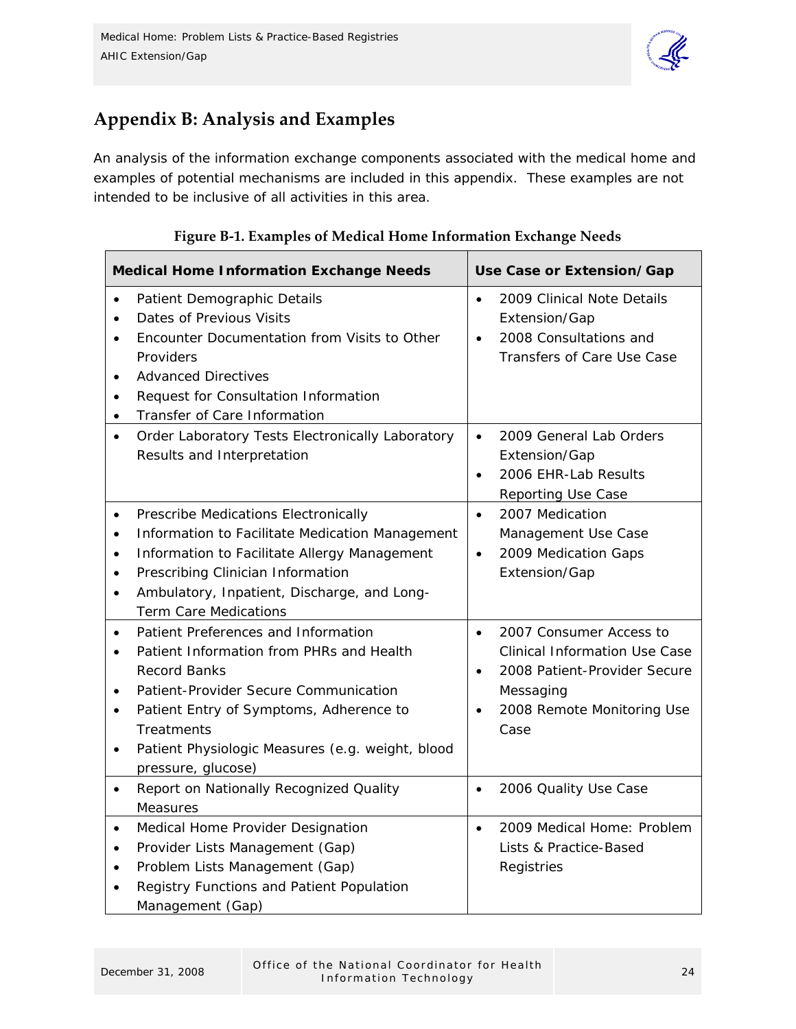## Appendix B: Analysis and Examples

An analysis of the information exchange components associated with the medical home and examples of potential mechanisms are included in this appendix. These examples are not intended to be inclusive of all activities in this area.

**Figure B-1. Examples of Medical Home Information Exchange Needs**

| Medical Home Information Exchange Needs | Use Case or Extension/Gap |
|---|---|
| • Patient Demographic Details<br>• Dates of Previous Visits<br>• Encounter Documentation from Visits to Other Providers<br>• Advanced Directives<br>• Request for Consultation Information<br>• Transfer of Care Information | • 2009 Clinical Note Details Extension/Gap<br>• 2008 Consultations and Transfers of Care Use Case |
| • Order Laboratory Tests Electronically Laboratory Results and Interpretation | • 2009 General Lab Orders Extension/Gap<br>• 2006 EHR-Lab Results Reporting Use Case |
| • Prescribe Medications Electronically<br>• Information to Facilitate Medication Management<br>• Information to Facilitate Allergy Management<br>• Prescribing Clinician Information<br>• Ambulatory, Inpatient, Discharge, and Long-Term Care Medications | • 2007 Medication Management Use Case<br>• 2009 Medication Gaps Extension/Gap |
| • Patient Preferences and Information<br>• Patient Information from PHRs and Health Record Banks<br>• Patient-Provider Secure Communication<br>• Patient Entry of Symptoms, Adherence to Treatments<br>• Patient Physiologic Measures (e.g. weight, blood pressure, glucose) | • 2007 Consumer Access to Clinical Information Use Case<br>• 2008 Patient-Provider Secure Messaging<br>• 2008 Remote Monitoring Use Case |
| • Report on Nationally Recognized Quality Measures | • 2006 Quality Use Case |
| • Medical Home Provider Designation<br>• Provider Lists Management (Gap)<br>• Problem Lists Management (Gap)<br>• Registry Functions and Patient Population Management (Gap) | • 2009 Medical Home: Problem Lists & Practice-Based Registries |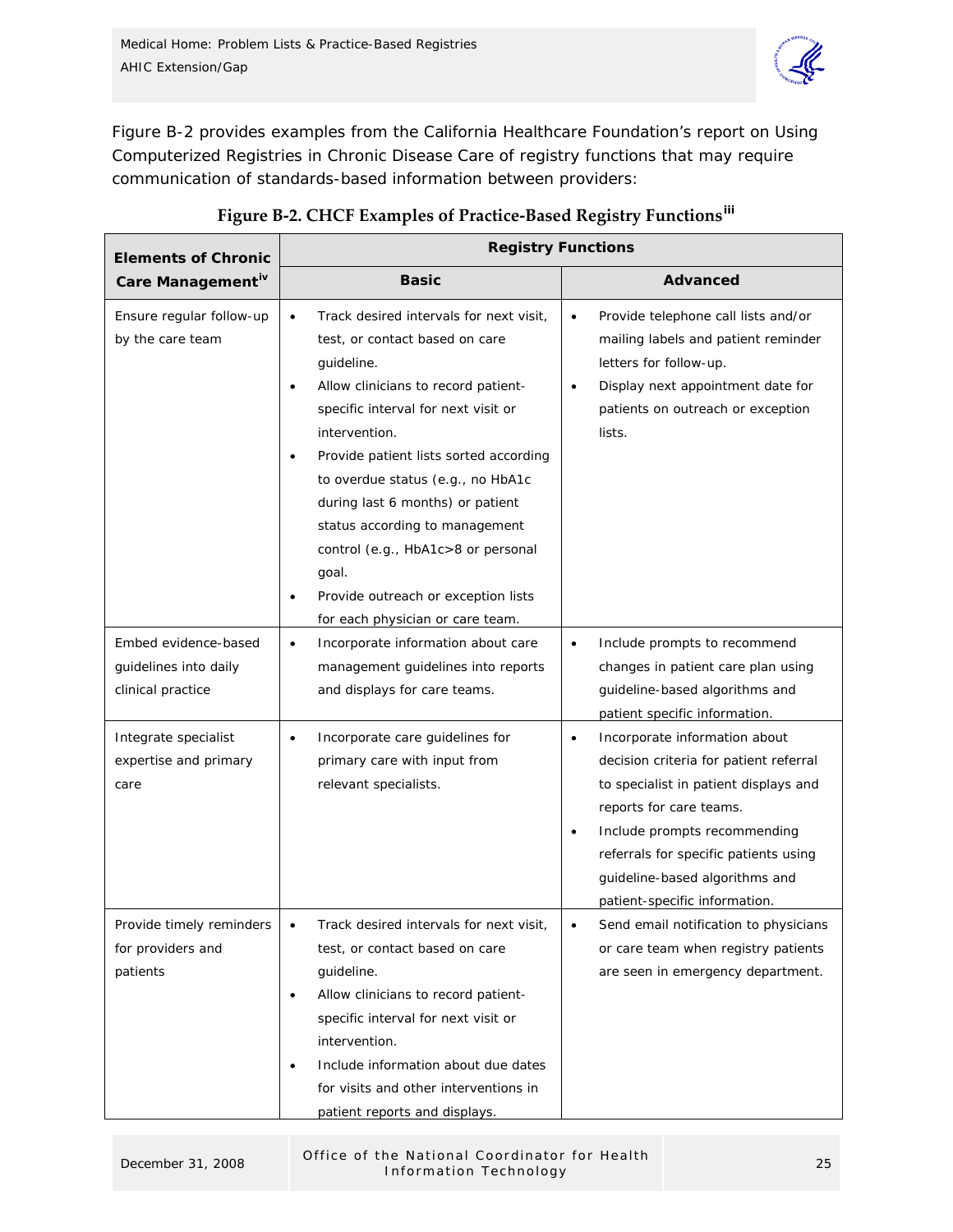Figure B-2 provides examples from the California Healthcare Foundation's report on Using Computerized Registries in Chronic Disease Care of registry functions that may require communication of standards-based information between providers:

**Figure B-2. CHCF Examples of Practice-Based Registry Functions[iii]**

| Elements of Chronic Care Management[iv] | Registry Functions | |
|---|---|---|
| | **Basic** | **Advanced** |
| Ensure regular follow-up by the care team | • Track desired intervals for next visit, test, or contact based on care guideline.<br>• Allow clinicians to record patient-specific interval for next visit or intervention.<br>• Provide patient lists sorted according to overdue status (e.g., no HbA1c during last 6 months) or patient status according to management control (e.g., HbA1c>8 or personal goal.<br>• Provide outreach or exception lists for each physician or care team. | • Provide telephone call lists and/or mailing labels and patient reminder letters for follow-up.<br>• Display next appointment date for patients on outreach or exception lists. |
| Embed evidence-based guidelines into daily clinical practice | • Incorporate information about care management guidelines into reports and displays for care teams. | • Include prompts to recommend changes in patient care plan using guideline-based algorithms and patient specific information. |
| Integrate specialist expertise and primary care | • Incorporate care guidelines for primary care with input from relevant specialists. | • Incorporate information about decision criteria for patient referral to specialist in patient displays and reports for care teams.<br>• Include prompts recommending referrals for specific patients using guideline-based algorithms and patient-specific information. |
| Provide timely reminders for providers and patients | • Track desired intervals for next visit, test, or contact based on care guideline.<br>• Allow clinicians to record patient-specific interval for next visit or intervention.<br>• Include information about due dates for visits and other interventions in patient reports and displays. | • Send email notification to physicians or care team when registry patients are seen in emergency department. |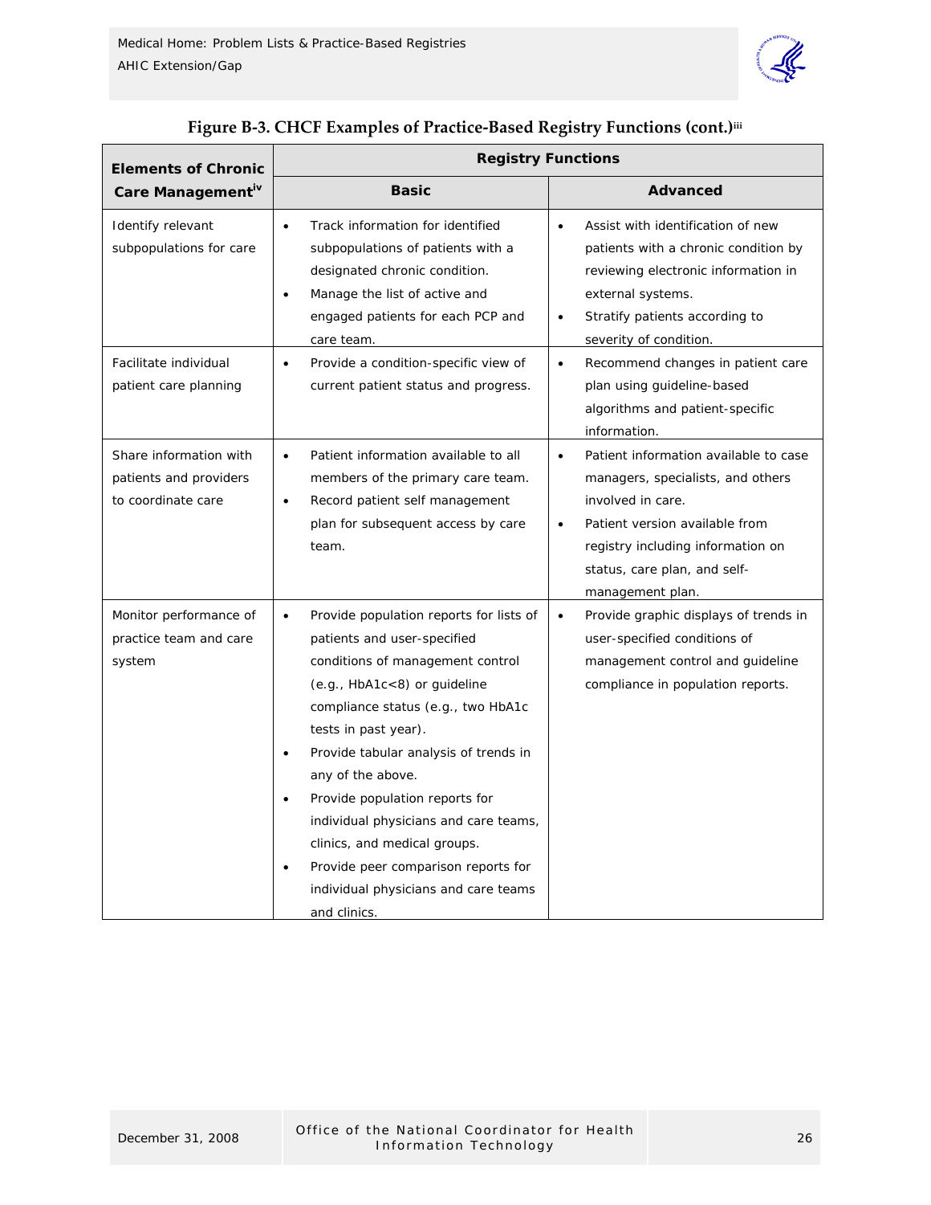**Figure B-3. CHCF Examples of Practice-Based Registry Functions (cont.)[iii]**

| Elements of Chronic Care Management[iv] | Registry Functions | |
|---|---|---|
| | **Basic** | **Advanced** |
| Identify relevant subpopulations for care | • Track information for identified subpopulations of patients with a designated chronic condition.<br>• Manage the list of active and engaged patients for each PCP and care team. | • Assist with identification of new patients with a chronic condition by reviewing electronic information in external systems.<br>• Stratify patients according to severity of condition. |
| Facilitate individual patient care planning | • Provide a condition-specific view of current patient status and progress. | • Recommend changes in patient care plan using guideline-based algorithms and patient-specific information. |
| Share information with patients and providers to coordinate care | • Patient information available to all members of the primary care team.<br>• Record patient self management plan for subsequent access by care team. | • Patient information available to case managers, specialists, and others involved in care.<br>• Patient version available from registry including information on status, care plan, and self-management plan. |
| Monitor performance of practice team and care system | • Provide population reports for lists of patients and user-specified conditions of management control (e.g., HbA1c<8) or guideline compliance status (e.g., two HbA1c tests in past year).<br>• Provide tabular analysis of trends in any of the above.<br>• Provide population reports for individual physicians and care teams, clinics, and medical groups.<br>• Provide peer comparison reports for individual physicians and care teams and clinics. | • Provide graphic displays of trends in user-specified conditions of management control and guideline compliance in population reports. |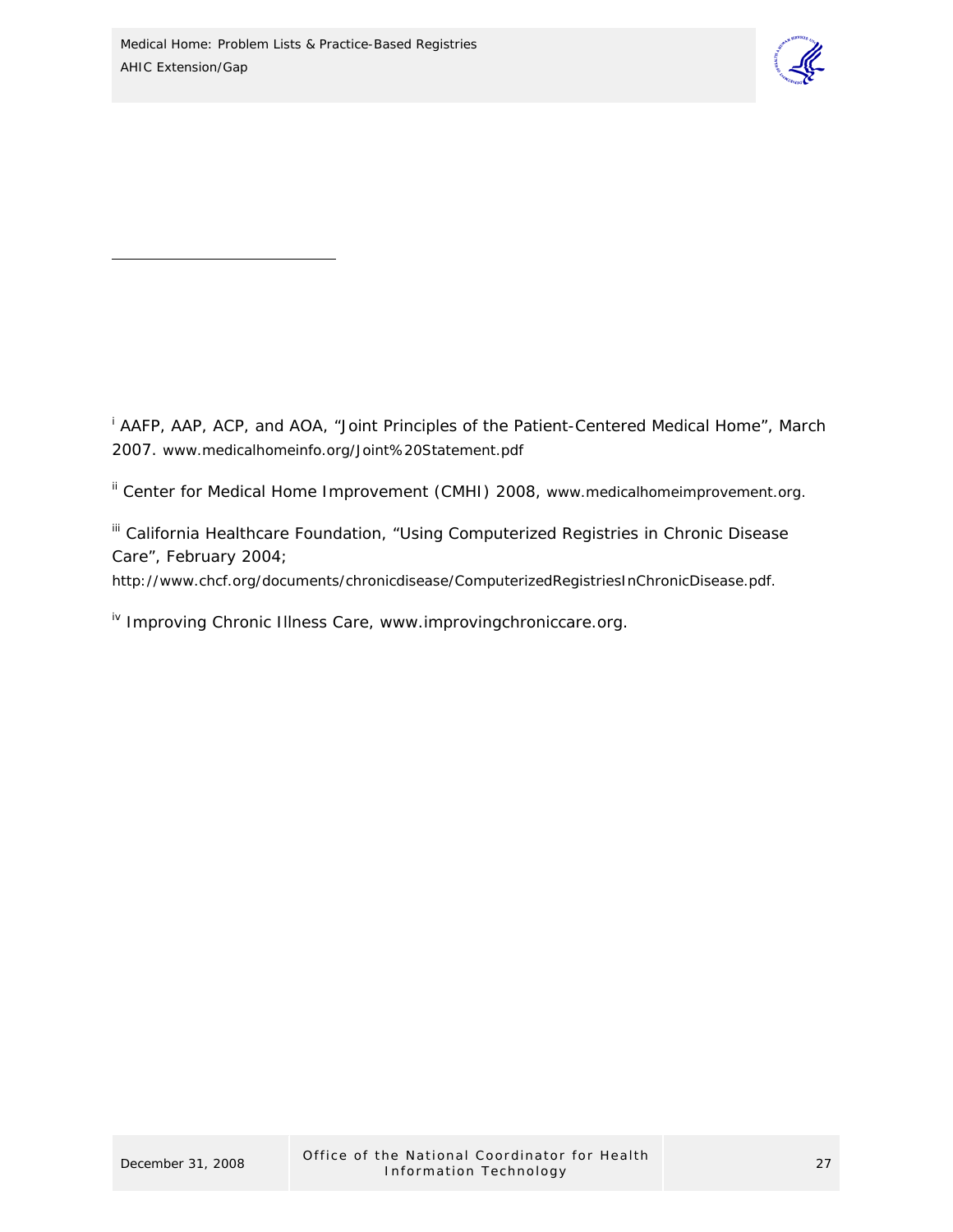[i] AAFP, AAP, ACP, and AOA, "Joint Principles of the Patient-Centered Medical Home", March 2007. www.medicalhomeinfo.org/Joint%20Statement.pdf

[ii] Center for Medical Home Improvement (CMHI) 2008, www.medicalhomeimprovement.org.

[iii] California Healthcare Foundation, "Using Computerized Registries in Chronic Disease Care", February 2004; http://www.chcf.org/documents/chronicdisease/ComputerizedRegistriesInChronicDisease.pdf.

[iv] Improving Chronic Illness Care, www.improvingchroniccare.org.